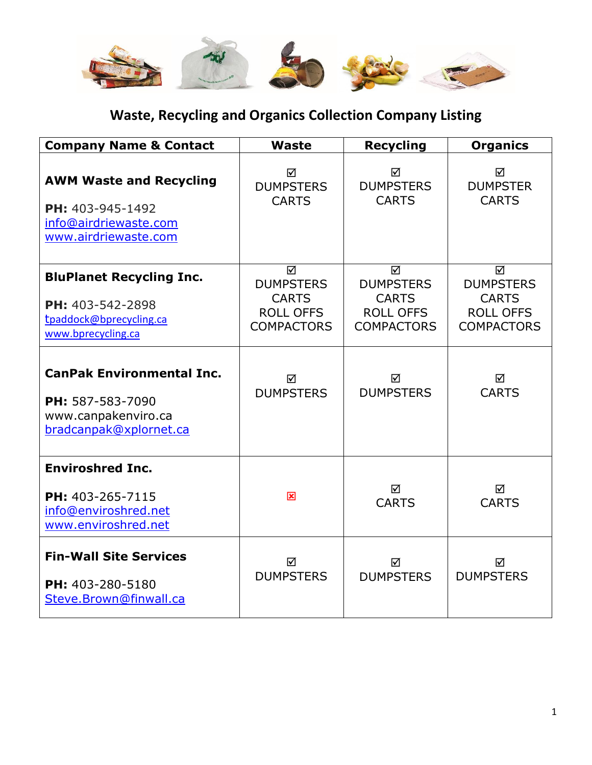# Waste, Recycling and Organics Collection Company Listing

| Company Name & Contact | Waste | Recycling | Organics |
|---|---|---|---|
| **AWM Waste and Recycling**<br><br>**PH:** 403-945-1492<br>info@airdriewaste.com<br>www.airdriewaste.com | ☑<br>DUMPSTERS<br>CARTS | ☑<br>DUMPSTERS<br>CARTS | ☑<br>DUMPSTER<br>CARTS |
| **BluPlanet Recycling Inc.**<br><br>**PH:** 403-542-2898<br>tpaddock@bprecycling.ca<br>www.bprecycling.ca | ☑<br>DUMPSTERS<br>CARTS<br>ROLL OFFS<br>COMPACTORS | ☑<br>DUMPSTERS<br>CARTS<br>ROLL OFFS<br>COMPACTORS | ☑<br>DUMPSTERS<br>CARTS<br>ROLL OFFS<br>COMPACTORS |
| **CanPak Environmental Inc.**<br><br>**PH:** 587-583-7090<br>www.canpakenviro.ca<br>bradcanpak@xplornet.ca | ☑<br>DUMPSTERS | ☑<br>DUMPSTERS | ☑<br>CARTS |
| **Enviroshred Inc.**<br><br>**PH:** 403-265-7115<br>info@enviroshred.net<br>www.enviroshred.net | ☒ | ☑<br>CARTS | ☑<br>CARTS |
| **Fin-Wall Site Services**<br><br>**PH:** 403-280-5180<br>Steve.Brown@finwall.ca | ☑<br>DUMPSTERS | ☑<br>DUMPSTERS | ☑<br>DUMPSTERS |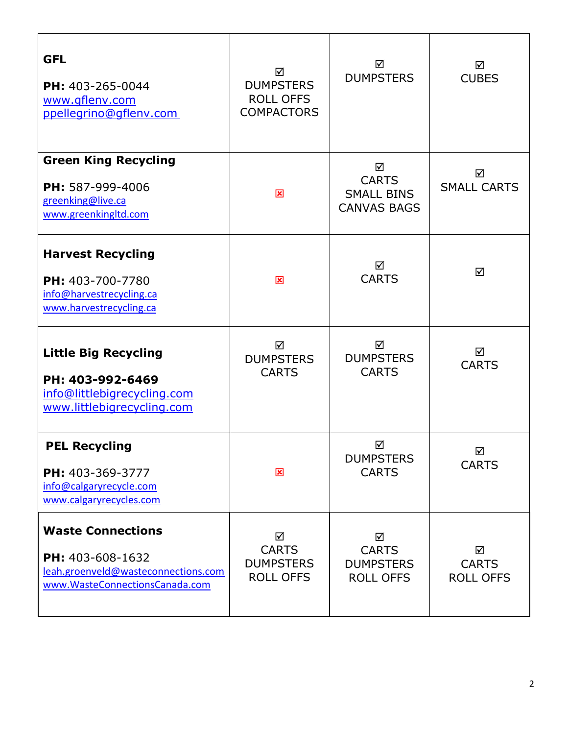| | | | |
|---|---|---|---|
| **GFL**<br><br>**PH:** 403-265-0044<br>www.gflenv.com<br>ppellegrino@gflenv.com | ☑<br>DUMPSTERS<br>ROLL OFFS<br>COMPACTORS | ☑<br>DUMPSTERS | ☑<br>CUBES |
| **Green King Recycling**<br><br>**PH:** 587-999-4006<br>greenking@live.ca<br>www.greenkingltd.com | ☒ | ☑<br>CARTS<br>SMALL BINS<br>CANVAS BAGS | ☑<br>SMALL CARTS |
| **Harvest Recycling**<br><br>**PH:** 403-700-7780<br>info@harvestrecycling.ca<br>www.harvestrecycling.ca | ☒ | ☑<br>CARTS | ☑ |
| **Little Big Recycling**<br><br>**PH: 403-992-6469**<br>info@littlebigrecycling.com<br>www.littlebigrecycling.com | ☑<br>DUMPSTERS<br>CARTS | ☑<br>DUMPSTERS<br>CARTS | ☑<br>CARTS |
| **PEL Recycling**<br><br>**PH:** 403-369-3777<br>info@calgaryrecycle.com<br>www.calgaryrecycles.com | ☒ | ☑<br>DUMPSTERS<br>CARTS | ☑<br>CARTS |
| **Waste Connections**<br><br>**PH:** 403-608-1632<br>leah.groenveld@wasteconnections.com<br>www.WasteConnectionsCanada.com | ☑<br>CARTS<br>DUMPSTERS<br>ROLL OFFS | ☑<br>CARTS<br>DUMPSTERS<br>ROLL OFFS | ☑<br>CARTS<br>ROLL OFFS |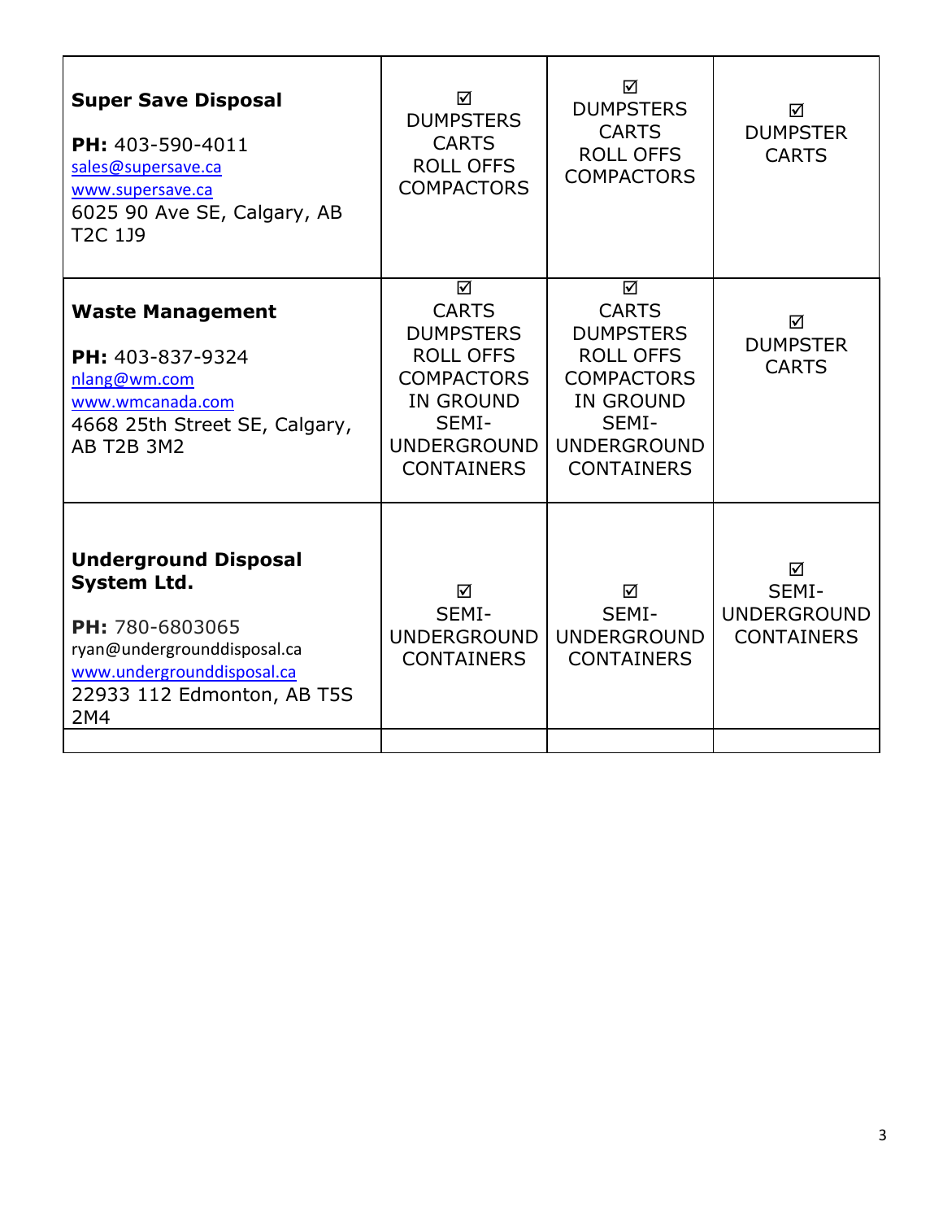| | | | |
|---|---|---|---|
| **Super Save Disposal**<br><br>**PH:** 403-590-4011<br>sales@supersave.ca<br>www.supersave.ca<br>6025 90 Ave SE, Calgary, AB T2C 1J9 | ☑<br>DUMPSTERS<br>CARTS<br>ROLL OFFS<br>COMPACTORS | ☑<br>DUMPSTERS<br>CARTS<br>ROLL OFFS<br>COMPACTORS | ☑<br>DUMPSTER<br>CARTS |
| **Waste Management**<br><br>**PH:** 403-837-9324<br>nlang@wm.com<br>www.wmcanada.com<br>4668 25th Street SE, Calgary, AB T2B 3M2 | ☑<br>CARTS<br>DUMPSTERS<br>ROLL OFFS<br>COMPACTORS<br>IN GROUND<br>SEMI-UNDERGROUND<br>CONTAINERS | ☑<br>CARTS<br>DUMPSTERS<br>ROLL OFFS<br>COMPACTORS<br>IN GROUND<br>SEMI-UNDERGROUND<br>CONTAINERS | ☑<br>DUMPSTER<br>CARTS |
| **Underground Disposal System Ltd.**<br><br>**PH:** 780-6803065<br>ryan@undergrounddisposal.ca<br>www.undergrounddisposal.ca<br>22933 112 Edmonton, AB T5S 2M4 | ☑<br>SEMI-UNDERGROUND<br>CONTAINERS | ☑<br>SEMI-UNDERGROUND<br>CONTAINERS | ☑<br>SEMI-UNDERGROUND<br>CONTAINERS |
| | | | |